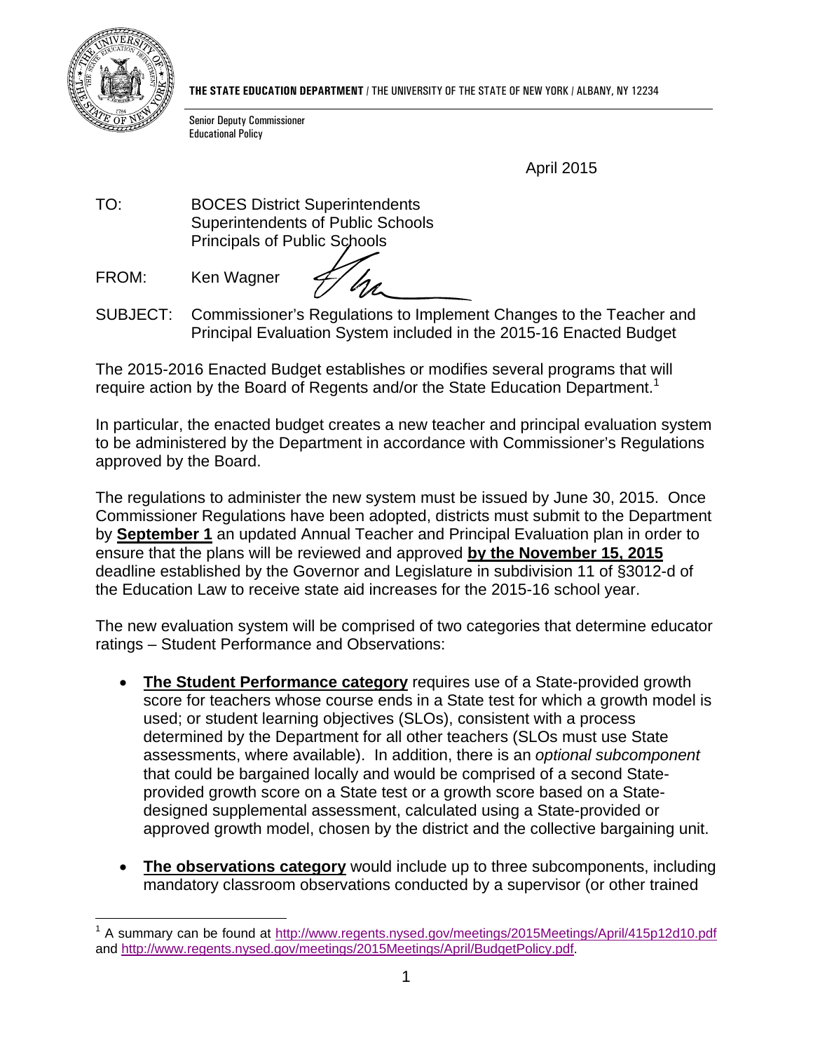**THE STATE EDUCATION DEPARTMENT** / THE UNIVERSITY OF THE STATE OF NEW YORK / ALBANY, NY 12234

Senior Deputy Commissioner
Educational Policy

April 2015

TO: BOCES District Superintendents
Superintendents of Public Schools
Principals of Public Schools

FROM: Ken Wagner

SUBJECT: Commissioner's Regulations to Implement Changes to the Teacher and Principal Evaluation System included in the 2015-16 Enacted Budget

The 2015-2016 Enacted Budget establishes or modifies several programs that will require action by the Board of Regents and/or the State Education Department.[1]

In particular, the enacted budget creates a new teacher and principal evaluation system to be administered by the Department in accordance with Commissioner's Regulations approved by the Board.

The regulations to administer the new system must be issued by June 30, 2015. Once Commissioner Regulations have been adopted, districts must submit to the Department by **September 1** an updated Annual Teacher and Principal Evaluation plan in order to ensure that the plans will be reviewed and approved **by the November 15, 2015** deadline established by the Governor and Legislature in subdivision 11 of §3012-d of the Education Law to receive state aid increases for the 2015-16 school year.

The new evaluation system will be comprised of two categories that determine educator ratings – Student Performance and Observations:

- **The Student Performance category** requires use of a State-provided growth score for teachers whose course ends in a State test for which a growth model is used; or student learning objectives (SLOs), consistent with a process determined by the Department for all other teachers (SLOs must use State assessments, where available). In addition, there is an *optional subcomponent* that could be bargained locally and would be comprised of a second State-provided growth score on a State test or a growth score based on a State-designed supplemental assessment, calculated using a State-provided or approved growth model, chosen by the district and the collective bargaining unit.

- **The observations category** would include up to three subcomponents, including mandatory classroom observations conducted by a supervisor (or other trained

[1] A summary can be found at http://www.regents.nysed.gov/meetings/2015Meetings/April/415p12d10.pdf and http://www.regents.nysed.gov/meetings/2015Meetings/April/BudgetPolicy.pdf.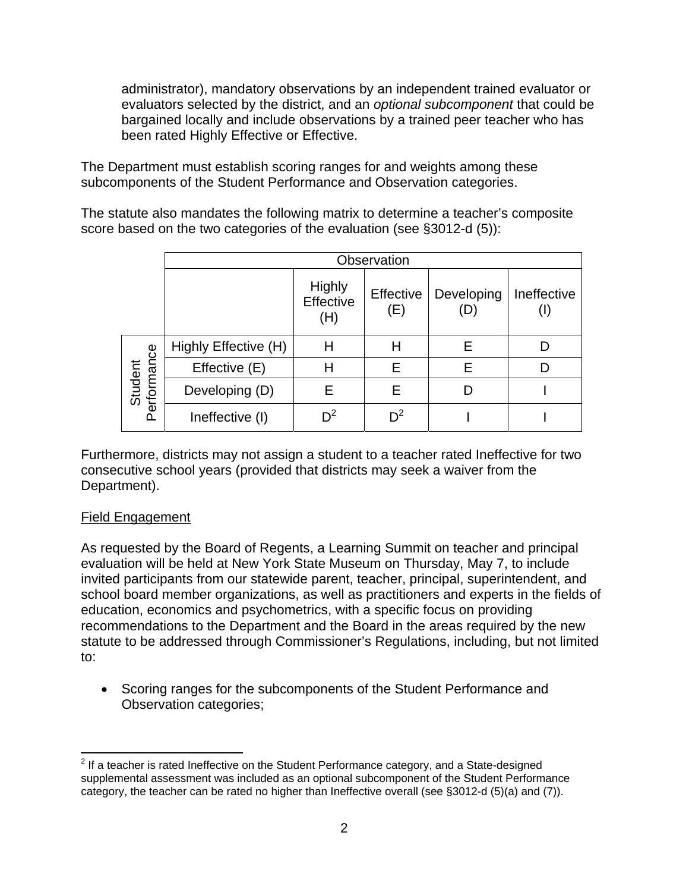administrator), mandatory observations by an independent trained evaluator or evaluators selected by the district, and an *optional subcomponent* that could be bargained locally and include observations by a trained peer teacher who has been rated Highly Effective or Effective.

The Department must establish scoring ranges for and weights among these subcomponents of the Student Performance and Observation categories.

The statute also mandates the following matrix to determine a teacher's composite score based on the two categories of the evaluation (see §3012-d (5)):

| | | Observation | | | |
|---|---|---|---|---|---|
| | | Highly Effective (H) | Effective (E) | Developing (D) | Ineffective (I) |
| Student Performance | Highly Effective (H) | H | H | E | D |
| | Effective (E) | H | E | E | D |
| | Developing (D) | E | E | D | I |
| | Ineffective (I) | D[2] | D[2] | I | I |

Furthermore, districts may not assign a student to a teacher rated Ineffective for two consecutive school years (provided that districts may seek a waiver from the Department).

<u>Field Engagement</u>

As requested by the Board of Regents, a Learning Summit on teacher and principal evaluation will be held at New York State Museum on Thursday, May 7, to include invited participants from our statewide parent, teacher, principal, superintendent, and school board member organizations, as well as practitioners and experts in the fields of education, economics and psychometrics, with a specific focus on providing recommendations to the Department and the Board in the areas required by the new statute to be addressed through Commissioner's Regulations, including, but not limited to:

- Scoring ranges for the subcomponents of the Student Performance and Observation categories;

[2] If a teacher is rated Ineffective on the Student Performance category, and a State-designed supplemental assessment was included as an optional subcomponent of the Student Performance category, the teacher can be rated no higher than Ineffective overall (see §3012-d (5)(a) and (7)).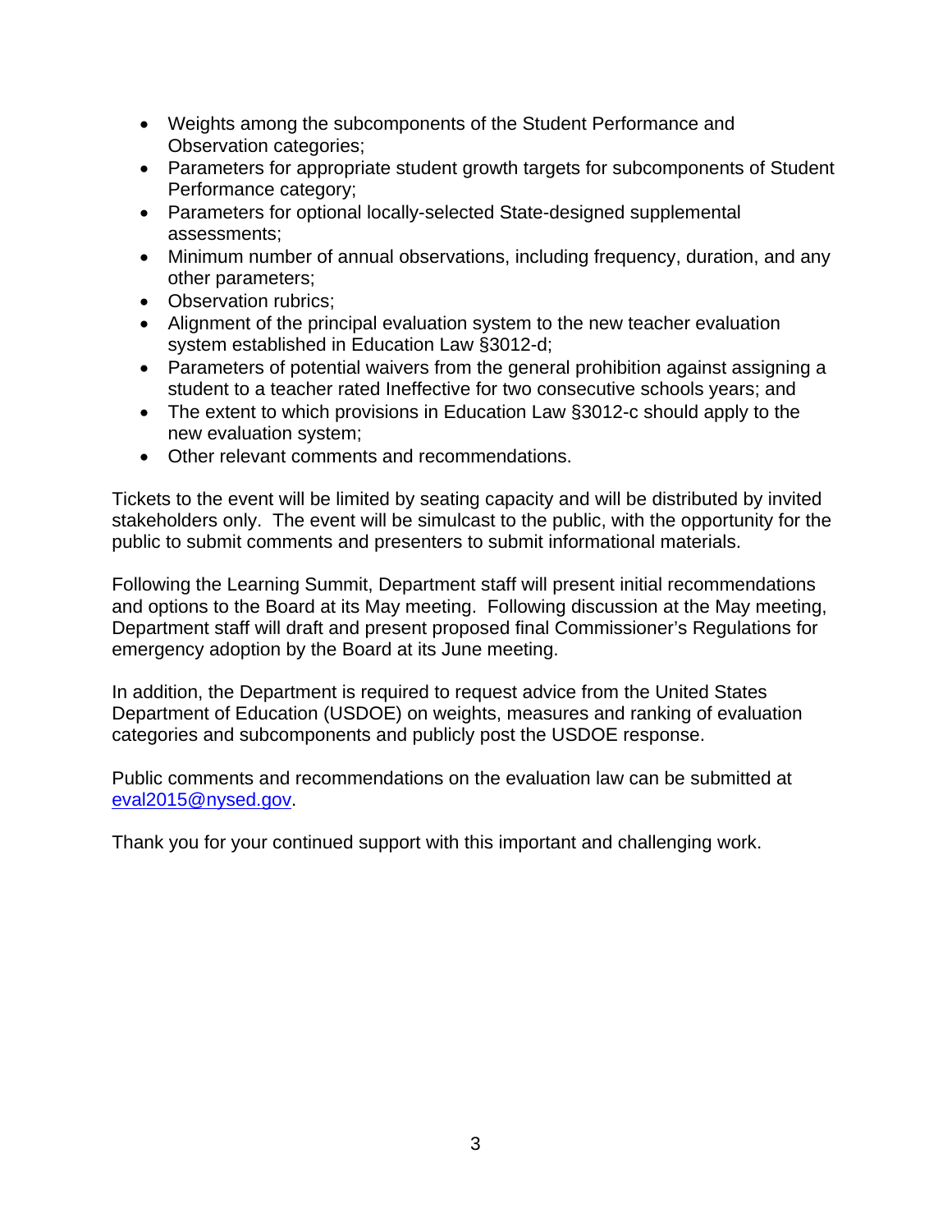- Weights among the subcomponents of the Student Performance and Observation categories;
- Parameters for appropriate student growth targets for subcomponents of Student Performance category;
- Parameters for optional locally-selected State-designed supplemental assessments;
- Minimum number of annual observations, including frequency, duration, and any other parameters;
- Observation rubrics;
- Alignment of the principal evaluation system to the new teacher evaluation system established in Education Law §3012-d;
- Parameters of potential waivers from the general prohibition against assigning a student to a teacher rated Ineffective for two consecutive schools years; and
- The extent to which provisions in Education Law §3012-c should apply to the new evaluation system;
- Other relevant comments and recommendations.

Tickets to the event will be limited by seating capacity and will be distributed by invited stakeholders only. The event will be simulcast to the public, with the opportunity for the public to submit comments and presenters to submit informational materials.

Following the Learning Summit, Department staff will present initial recommendations and options to the Board at its May meeting. Following discussion at the May meeting, Department staff will draft and present proposed final Commissioner's Regulations for emergency adoption by the Board at its June meeting.

In addition, the Department is required to request advice from the United States Department of Education (USDOE) on weights, measures and ranking of evaluation categories and subcomponents and publicly post the USDOE response.

Public comments and recommendations on the evaluation law can be submitted at eval2015@nysed.gov.

Thank you for your continued support with this important and challenging work.